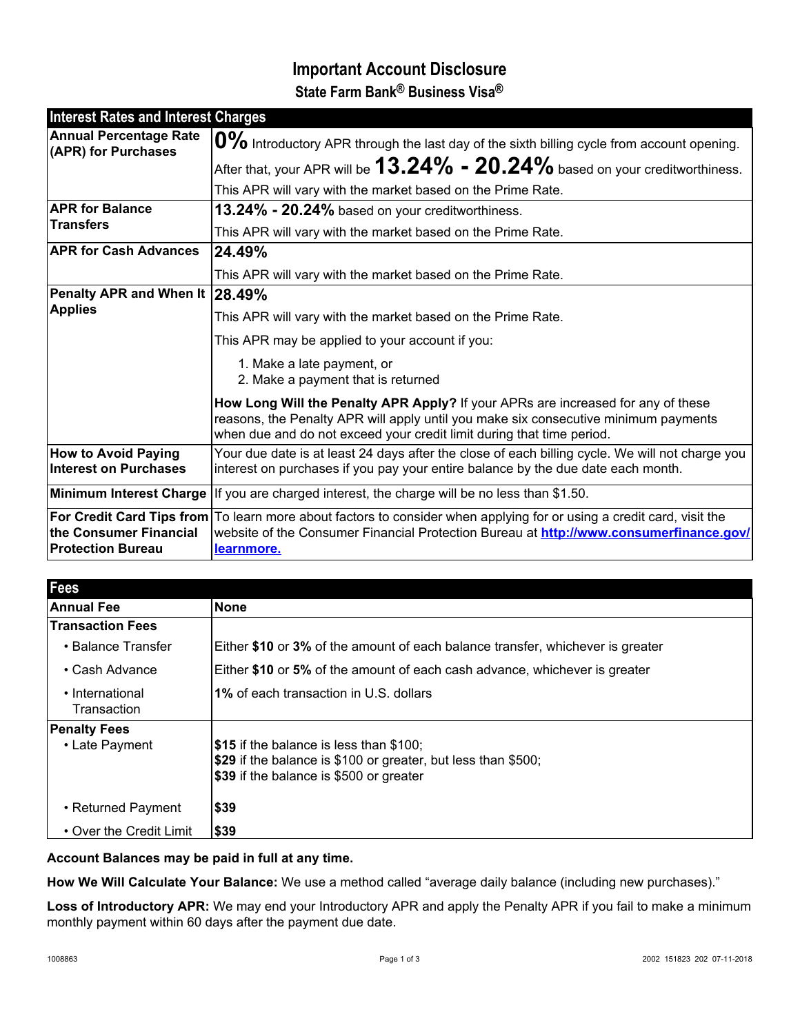# Important Account Disclosure

## State Farm Bank® Business Visa®

| Interest Rates and Interest Charges | |
|---|---|
| **Annual Percentage Rate (APR) for Purchases** | **0%** Introductory APR through the last day of the sixth billing cycle from account opening.<br>After that, your APR will be **13.24% - 20.24%** based on your creditworthiness.<br>This APR will vary with the market based on the Prime Rate. |
| **APR for Balance Transfers** | **13.24% - 20.24%** based on your creditworthiness.<br>This APR will vary with the market based on the Prime Rate. |
| **APR for Cash Advances** | **24.49%**<br>This APR will vary with the market based on the Prime Rate. |
| **Penalty APR and When It Applies** | **28.49%**<br>This APR will vary with the market based on the Prime Rate.<br>This APR may be applied to your account if you:<br>1. Make a late payment, or<br>2. Make a payment that is returned<br>**How Long Will the Penalty APR Apply?** If your APRs are increased for any of these reasons, the Penalty APR will apply until you make six consecutive minimum payments when due and do not exceed your credit limit during that time period. |
| **How to Avoid Paying Interest on Purchases** | Your due date is at least 24 days after the close of each billing cycle. We will not charge you interest on purchases if you pay your entire balance by the due date each month. |
| **Minimum Interest Charge** | If you are charged interest, the charge will be no less than $1.50. |
| **For Credit Card Tips from the Consumer Financial Protection Bureau** | To learn more about factors to consider when applying for or using a credit card, visit the website of the Consumer Financial Protection Bureau at **http://www.consumerfinance.gov/learnmore.** |

| Fees | |
|---|---|
| **Annual Fee** | **None** |
| **Transaction Fees** | |
| • Balance Transfer | Either **$10** or **3%** of the amount of each balance transfer, whichever is greater |
| • Cash Advance | Either **$10** or **5%** of the amount of each cash advance, whichever is greater |
| • International Transaction | **1%** of each transaction in U.S. dollars |
| **Penalty Fees** | |
| • Late Payment | **$15** if the balance is less than $100;<br>**$29** if the balance is $100 or greater, but less than $500;<br>**$39** if the balance is $500 or greater |
| • Returned Payment | **$39** |
| • Over the Credit Limit | **$39** |

**Account Balances may be paid in full at any time.**

**How We Will Calculate Your Balance:** We use a method called "average daily balance (including new purchases)."

**Loss of Introductory APR:** We may end your Introductory APR and apply the Penalty APR if you fail to make a minimum monthly payment within 60 days after the payment due date.

1008863 2002 151823 202 07-11-2018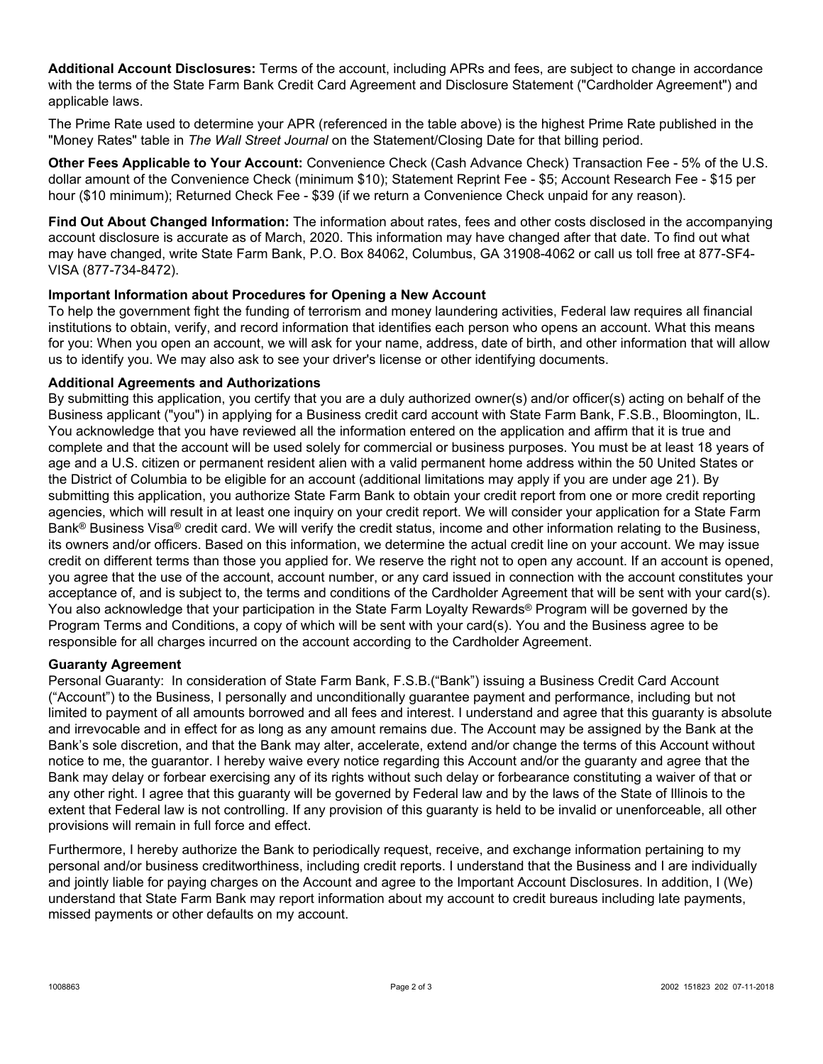**Additional Account Disclosures:** Terms of the account, including APRs and fees, are subject to change in accordance with the terms of the State Farm Bank Credit Card Agreement and Disclosure Statement ("Cardholder Agreement") and applicable laws.

The Prime Rate used to determine your APR (referenced in the table above) is the highest Prime Rate published in the "Money Rates" table in *The Wall Street Journal* on the Statement/Closing Date for that billing period.

**Other Fees Applicable to Your Account:** Convenience Check (Cash Advance Check) Transaction Fee - 5% of the U.S. dollar amount of the Convenience Check (minimum $10); Statement Reprint Fee - $5; Account Research Fee - $15 per hour ($10 minimum); Returned Check Fee - $39 (if we return a Convenience Check unpaid for any reason).

**Find Out About Changed Information:** The information about rates, fees and other costs disclosed in the accompanying account disclosure is accurate as of March, 2020. This information may have changed after that date. To find out what may have changed, write State Farm Bank, P.O. Box 84062, Columbus, GA 31908-4062 or call us toll free at 877-SF4-VISA (877-734-8472).

**Important Information about Procedures for Opening a New Account**

To help the government fight the funding of terrorism and money laundering activities, Federal law requires all financial institutions to obtain, verify, and record information that identifies each person who opens an account. What this means for you: When you open an account, we will ask for your name, address, date of birth, and other information that will allow us to identify you. We may also ask to see your driver's license or other identifying documents.

**Additional Agreements and Authorizations**

By submitting this application, you certify that you are a duly authorized owner(s) and/or officer(s) acting on behalf of the Business applicant ("you") in applying for a Business credit card account with State Farm Bank, F.S.B., Bloomington, IL. You acknowledge that you have reviewed all the information entered on the application and affirm that it is true and complete and that the account will be used solely for commercial or business purposes. You must be at least 18 years of age and a U.S. citizen or permanent resident alien with a valid permanent home address within the 50 United States or the District of Columbia to be eligible for an account (additional limitations may apply if you are under age 21). By submitting this application, you authorize State Farm Bank to obtain your credit report from one or more credit reporting agencies, which will result in at least one inquiry on your credit report. We will consider your application for a State Farm Bank® Business Visa® credit card. We will verify the credit status, income and other information relating to the Business, its owners and/or officers. Based on this information, we determine the actual credit line on your account. We may issue credit on different terms than those you applied for. We reserve the right not to open any account. If an account is opened, you agree that the use of the account, account number, or any card issued in connection with the account constitutes your acceptance of, and is subject to, the terms and conditions of the Cardholder Agreement that will be sent with your card(s). You also acknowledge that your participation in the State Farm Loyalty Rewards® Program will be governed by the Program Terms and Conditions, a copy of which will be sent with your card(s). You and the Business agree to be responsible for all charges incurred on the account according to the Cardholder Agreement.

**Guaranty Agreement**

Personal Guaranty: In consideration of State Farm Bank, F.S.B.("Bank") issuing a Business Credit Card Account ("Account") to the Business, I personally and unconditionally guarantee payment and performance, including but not limited to payment of all amounts borrowed and all fees and interest. I understand and agree that this guaranty is absolute and irrevocable and in effect for as long as any amount remains due. The Account may be assigned by the Bank at the Bank's sole discretion, and that the Bank may alter, accelerate, extend and/or change the terms of this Account without notice to me, the guarantor. I hereby waive every notice regarding this Account and/or the guaranty and agree that the Bank may delay or forbear exercising any of its rights without such delay or forbearance constituting a waiver of that or any other right. I agree that this guaranty will be governed by Federal law and by the laws of the State of Illinois to the extent that Federal law is not controlling. If any provision of this guaranty is held to be invalid or unenforceable, all other provisions will remain in full force and effect.

Furthermore, I hereby authorize the Bank to periodically request, receive, and exchange information pertaining to my personal and/or business creditworthiness, including credit reports. I understand that the Business and I are individually and jointly liable for paying charges on the Account and agree to the Important Account Disclosures. In addition, I (We) understand that State Farm Bank may report information about my account to credit bureaus including late payments, missed payments or other defaults on my account.

1008863 2002 151823 202 07-11-2018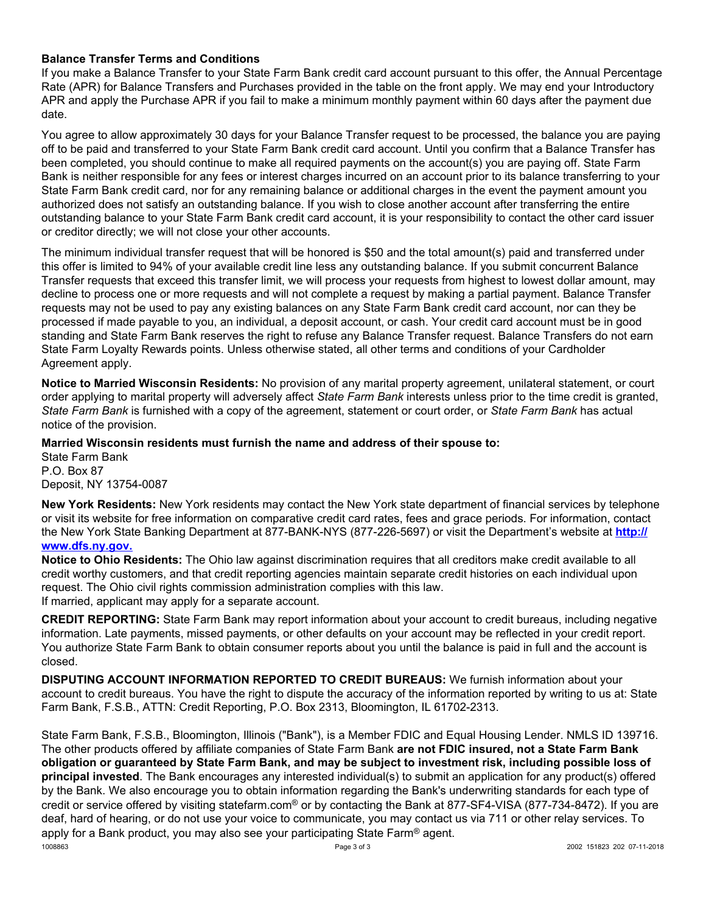**Balance Transfer Terms and Conditions**

If you make a Balance Transfer to your State Farm Bank credit card account pursuant to this offer, the Annual Percentage Rate (APR) for Balance Transfers and Purchases provided in the table on the front apply. We may end your Introductory APR and apply the Purchase APR if you fail to make a minimum monthly payment within 60 days after the payment due date.

You agree to allow approximately 30 days for your Balance Transfer request to be processed, the balance you are paying off to be paid and transferred to your State Farm Bank credit card account. Until you confirm that a Balance Transfer has been completed, you should continue to make all required payments on the account(s) you are paying off. State Farm Bank is neither responsible for any fees or interest charges incurred on an account prior to its balance transferring to your State Farm Bank credit card, nor for any remaining balance or additional charges in the event the payment amount you authorized does not satisfy an outstanding balance. If you wish to close another account after transferring the entire outstanding balance to your State Farm Bank credit card account, it is your responsibility to contact the other card issuer or creditor directly; we will not close your other accounts.

The minimum individual transfer request that will be honored is $50 and the total amount(s) paid and transferred under this offer is limited to 94% of your available credit line less any outstanding balance. If you submit concurrent Balance Transfer requests that exceed this transfer limit, we will process your requests from highest to lowest dollar amount, may decline to process one or more requests and will not complete a request by making a partial payment. Balance Transfer requests may not be used to pay any existing balances on any State Farm Bank credit card account, nor can they be processed if made payable to you, an individual, a deposit account, or cash. Your credit card account must be in good standing and State Farm Bank reserves the right to refuse any Balance Transfer request. Balance Transfers do not earn State Farm Loyalty Rewards points. Unless otherwise stated, all other terms and conditions of your Cardholder Agreement apply.

**Notice to Married Wisconsin Residents:** No provision of any marital property agreement, unilateral statement, or court order applying to marital property will adversely affect *State Farm Bank* interests unless prior to the time credit is granted, *State Farm Bank* is furnished with a copy of the agreement, statement or court order, or *State Farm Bank* has actual notice of the provision.

**Married Wisconsin residents must furnish the name and address of their spouse to:**

State Farm Bank
P.O. Box 87
Deposit, NY 13754-0087

**New York Residents:** New York residents may contact the New York state department of financial services by telephone or visit its website for free information on comparative credit card rates, fees and grace periods. For information, contact the New York State Banking Department at 877-BANK-NYS (877-226-5697) or visit the Department's website at **http://www.dfs.ny.gov.**

**Notice to Ohio Residents:** The Ohio law against discrimination requires that all creditors make credit available to all credit worthy customers, and that credit reporting agencies maintain separate credit histories on each individual upon request. The Ohio civil rights commission administration complies with this law.
If married, applicant may apply for a separate account.

**CREDIT REPORTING:** State Farm Bank may report information about your account to credit bureaus, including negative information. Late payments, missed payments, or other defaults on your account may be reflected in your credit report. You authorize State Farm Bank to obtain consumer reports about you until the balance is paid in full and the account is closed.

**DISPUTING ACCOUNT INFORMATION REPORTED TO CREDIT BUREAUS:** We furnish information about your account to credit bureaus. You have the right to dispute the accuracy of the information reported by writing to us at: State Farm Bank, F.S.B., ATTN: Credit Reporting, P.O. Box 2313, Bloomington, IL 61702-2313.

State Farm Bank, F.S.B., Bloomington, Illinois ("Bank"), is a Member FDIC and Equal Housing Lender. NMLS ID 139716. The other products offered by affiliate companies of State Farm Bank **are not FDIC insured, not a State Farm Bank obligation or guaranteed by State Farm Bank, and may be subject to investment risk, including possible loss of principal invested**. The Bank encourages any interested individual(s) to submit an application for any product(s) offered by the Bank. We also encourage you to obtain information regarding the Bank's underwriting standards for each type of credit or service offered by visiting statefarm.com® or by contacting the Bank at 877-SF4-VISA (877-734-8472). If you are deaf, hard of hearing, or do not use your voice to communicate, you may contact us via 711 or other relay services. To apply for a Bank product, you may also see your participating State Farm® agent.

1008863 2002 151823 202 07-11-2018